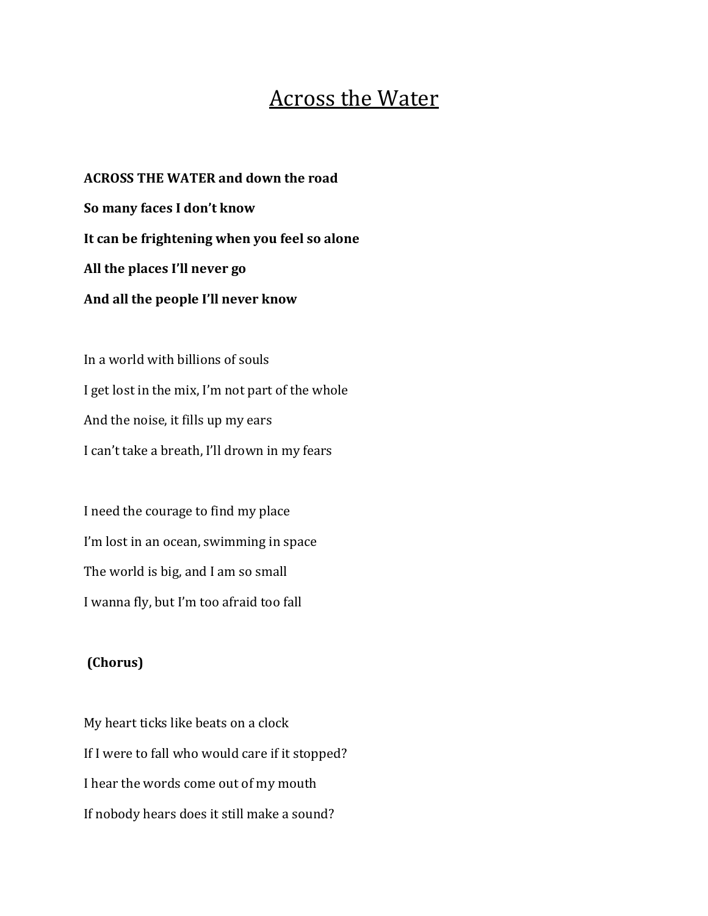// Title is underlined in source; use heading.
# Across the Water

**ACROSS THE WATER and down the road**

**So many faces I don't know**

**It can be frightening when you feel so alone**

**All the places I'll never go**

**And all the people I'll never know**

In a world with billions of souls

I get lost in the mix, I'm not part of the whole

And the noise, it fills up my ears

I can't take a breath, I'll drown in my fears

I need the courage to find my place

I'm lost in an ocean, swimming in space

The world is big, and I am so small

I wanna fly, but I'm too afraid too fall

**(Chorus)**

My heart ticks like beats on a clock

If I were to fall who would care if it stopped?

I hear the words come out of my mouth

If nobody hears does it still make a sound?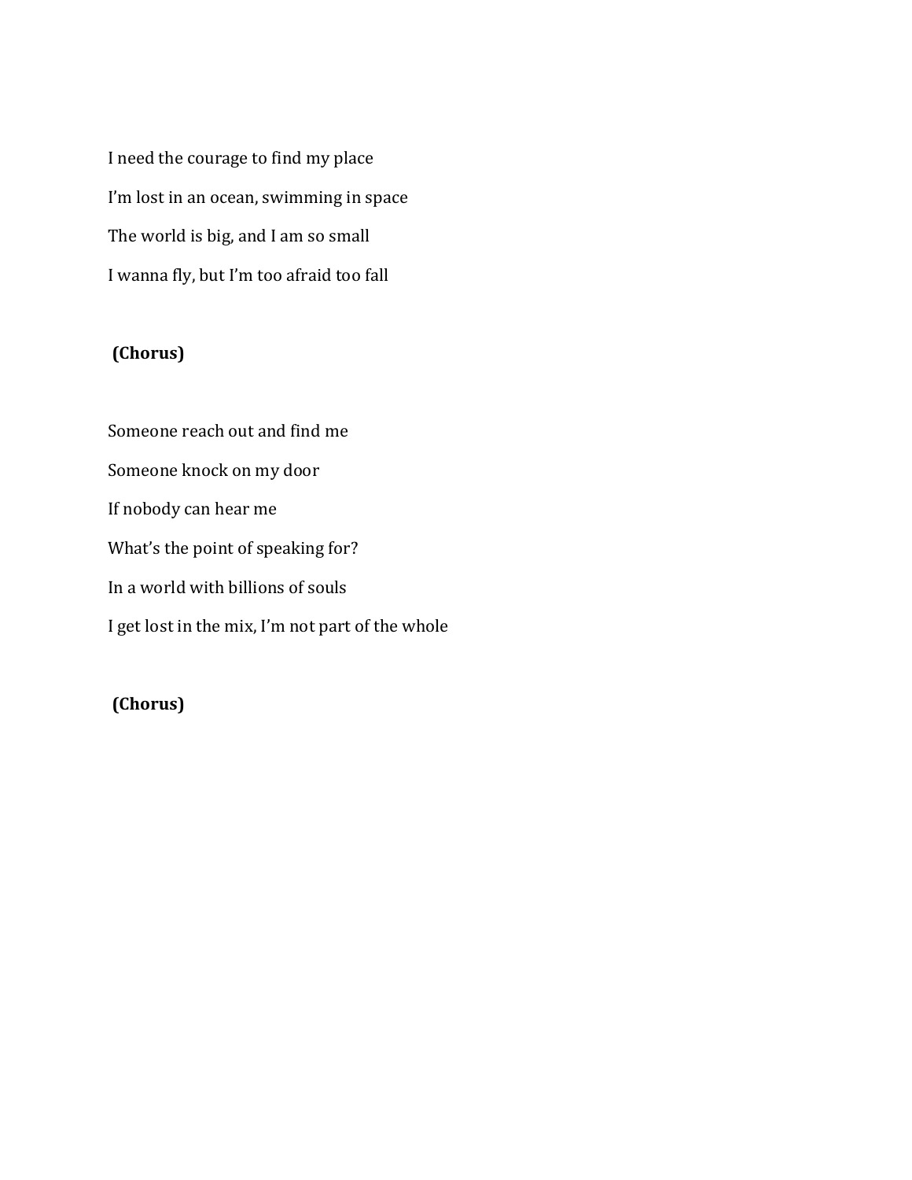I need the courage to find my place

I'm lost in an ocean, swimming in space

The world is big, and I am so small

I wanna fly, but I'm too afraid too fall

**(Chorus)**

Someone reach out and find me

Someone knock on my door

If nobody can hear me

What's the point of speaking for?

In a world with billions of souls

I get lost in the mix, I'm not part of the whole

**(Chorus)**